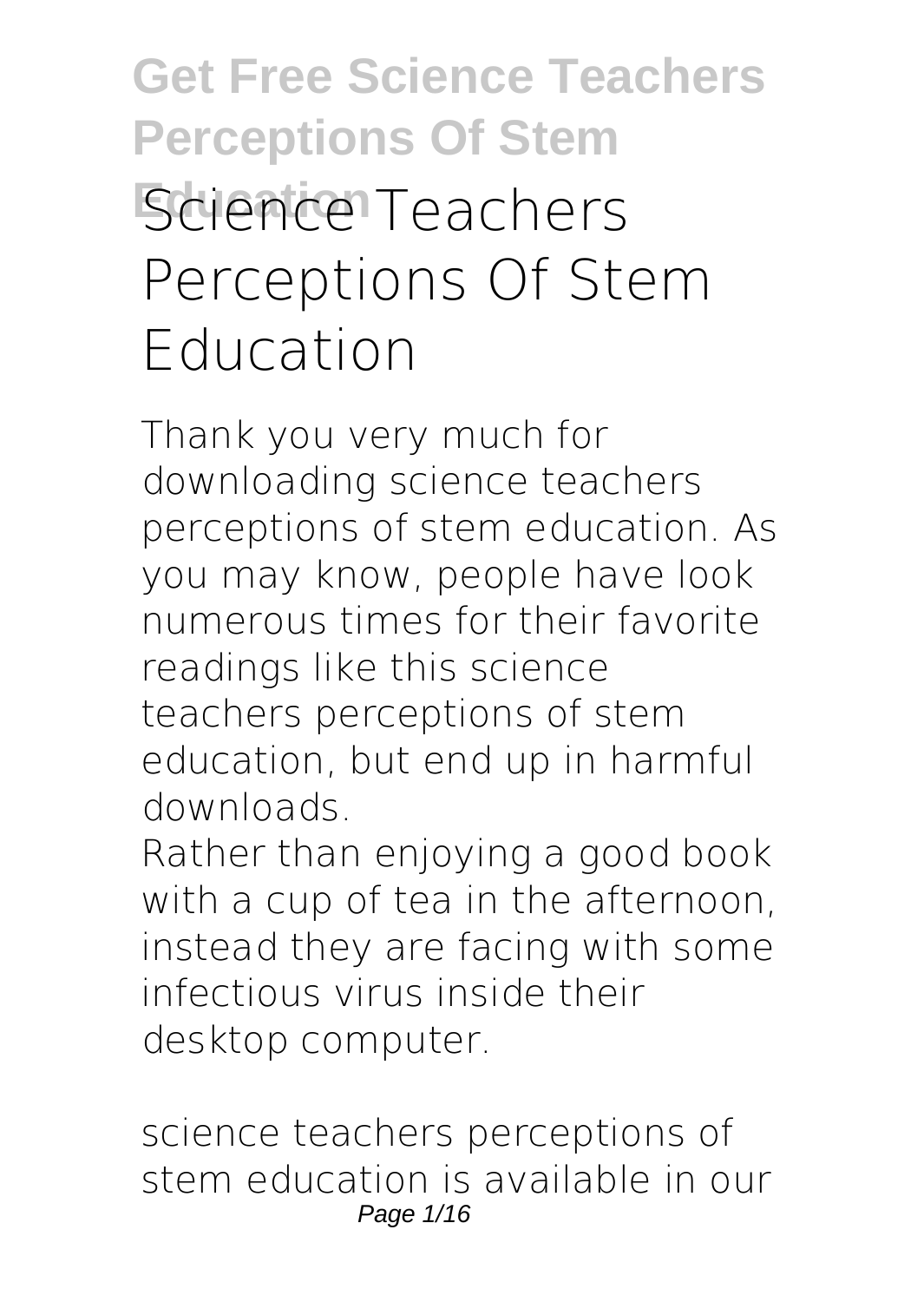# Science Teachers Perceptions Of Stem Education

Thank you very much for downloading **science teachers perceptions of stem education**. As you may know, people have look numerous times for their favorite readings like this science teachers perceptions of stem education, but end up in harmful downloads.

Rather than enjoying a good book with a cup of tea in the afternoon, instead they are facing with some infectious virus inside their desktop computer.

science teachers perceptions of stem education is available in our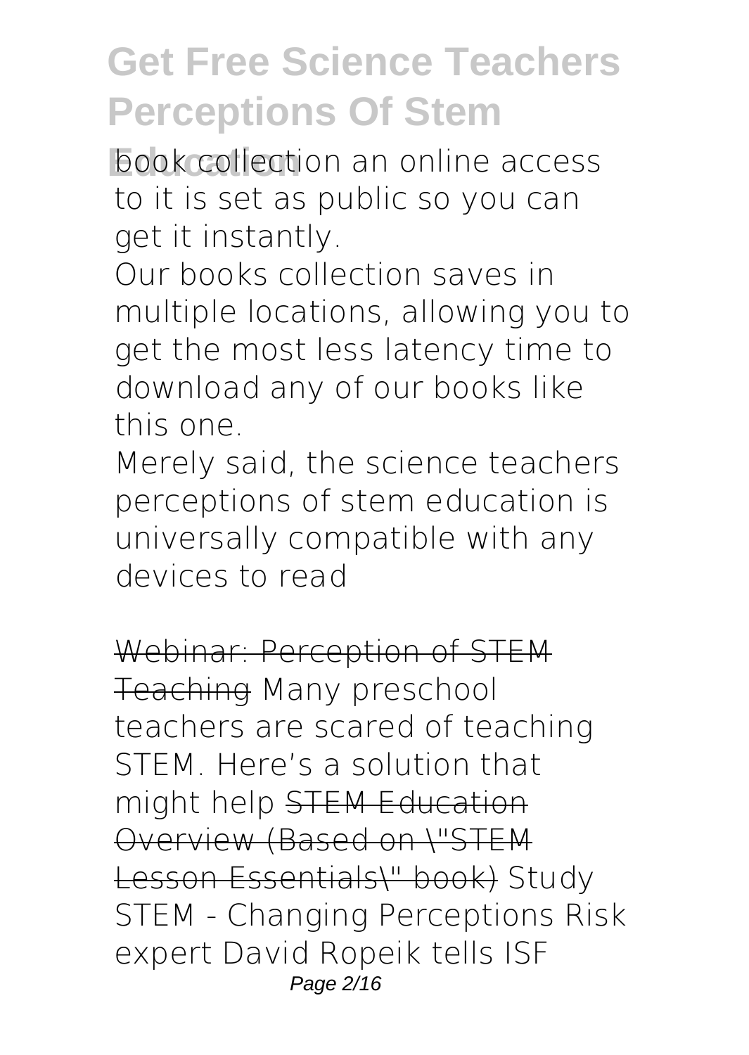book collection an online access to it is set as public so you can get it instantly.

Our books collection saves in multiple locations, allowing you to get the most less latency time to download any of our books like this one.

Merely said, the science teachers perceptions of stem education is universally compatible with any devices to read

~~Webinar: Perception of STEM Teaching~~ Many preschool teachers are scared of teaching STEM. Here's a solution that might help ~~STEM Education Overview (Based on "STEM Lesson Essentials" book)~~ Study STEM - Changing Perceptions Risk expert David Ropeik tells ISF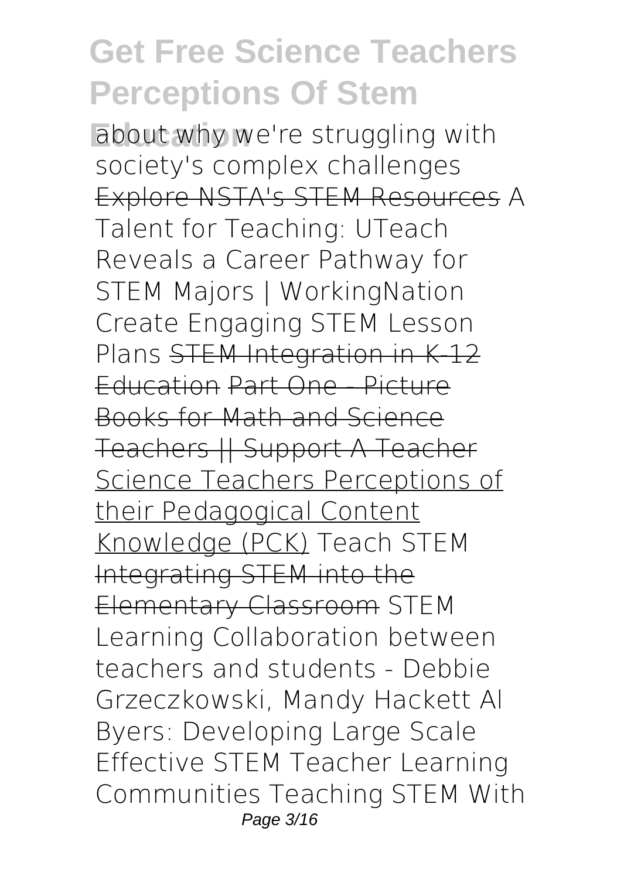about why we're struggling with society's complex challenges Explore NSTA's STEM Resources A Talent for Teaching: UTeach Reveals a Career Pathway for STEM Majors | WorkingNation Create Engaging STEM Lesson Plans STEM Integration in K-12 Education Part One - Picture Books for Math and Science Teachers || Support A Teacher Science Teachers Perceptions of their Pedagogical Content Knowledge (PCK) Teach STEM Integrating STEM into the Elementary Classroom STEM Learning Collaboration between teachers and students - Debbie Grzeczkowski, Mandy Hackett Al Byers: Developing Large Scale Effective STEM Teacher Learning Communities Teaching STEM With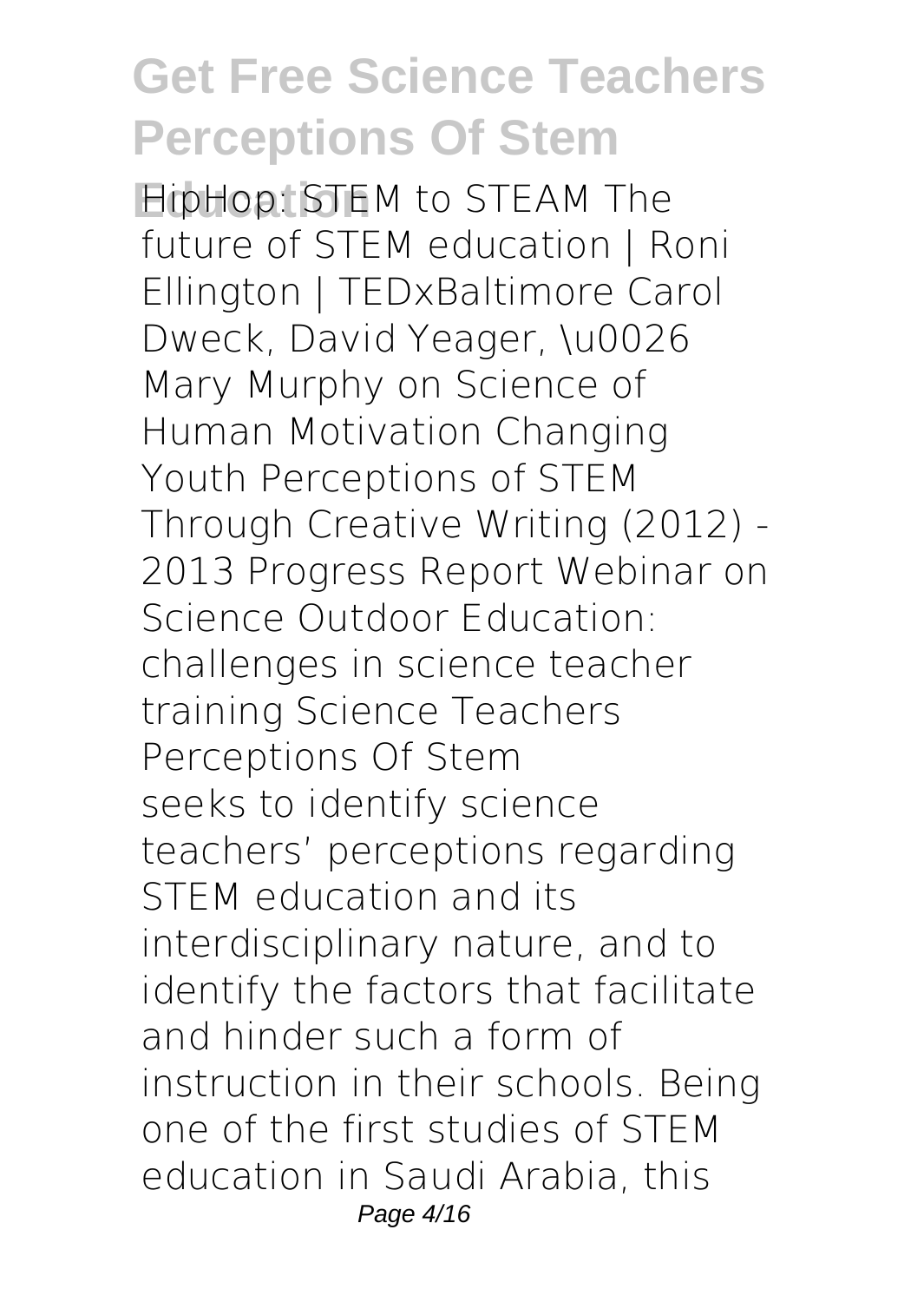**HipHop: STEM to STEAM** The future of STEM education | Roni Ellington | TEDxBaltimore Carol Dweck, David Yeager, \u0026 Mary Murphy on Science of Human Motivation Changing Youth Perceptions of STEM Through Creative Writing (2012) - 2013 Progress Report Webinar on Science Outdoor Education: challenges in science teacher training Science Teachers Perceptions Of Stem

seeks to identify science teachers' perceptions regarding STEM education and its interdisciplinary nature, and to identify the factors that facilitate and hinder such a form of instruction in their schools. Being one of the first studies of STEM education in Saudi Arabia, this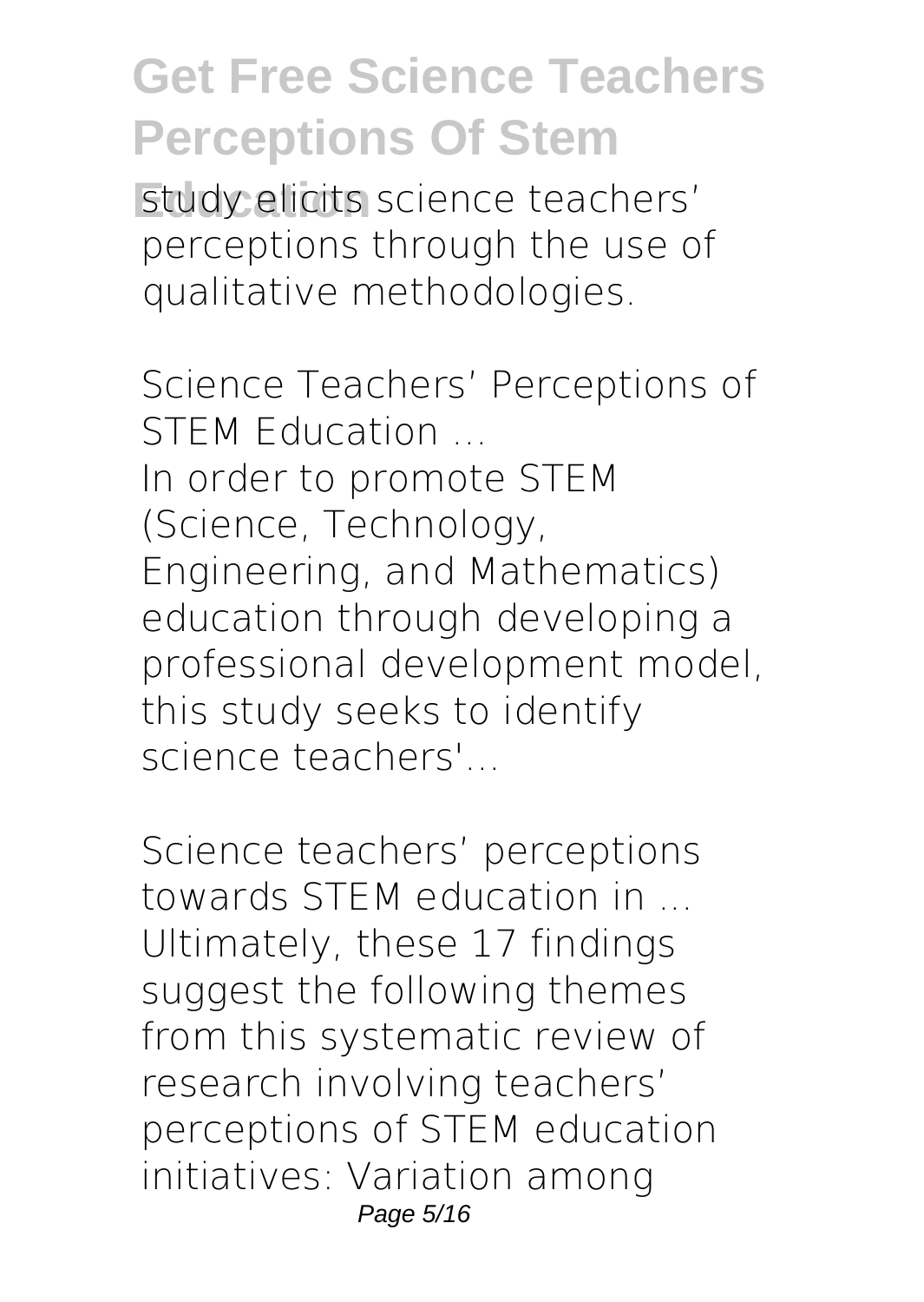study elicits science teachers' perceptions through the use of qualitative methodologies.

*Science Teachers' Perceptions of STEM Education ...*

In order to promote STEM (Science, Technology, Engineering, and Mathematics) education through developing a professional development model, this study seeks to identify science teachers'...

*Science teachers' perceptions towards STEM education in ...*

Ultimately, these 17 findings suggest the following themes from this systematic review of research involving teachers' perceptions of STEM education initiatives: Variation among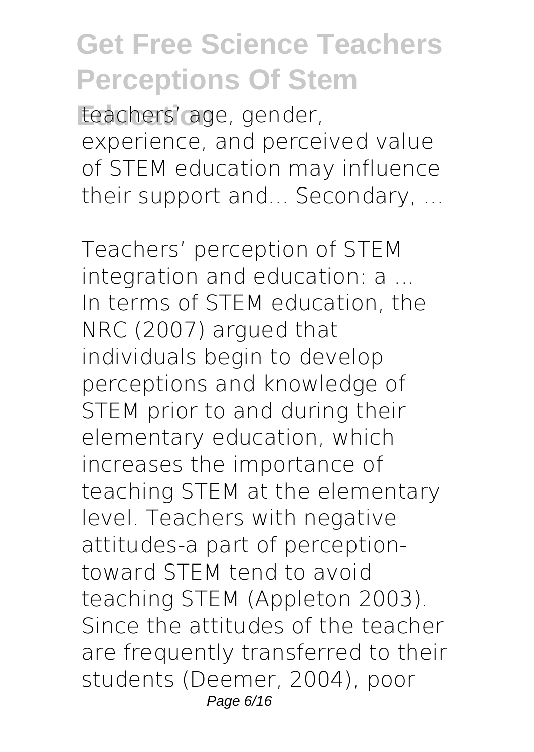teachers' age, gender, experience, and perceived value of STEM education may influence their support and... Secondary, ...

*Teachers' perception of STEM integration and education: a ...*

In terms of STEM education, the NRC (2007) argued that individuals begin to develop perceptions and knowledge of STEM prior to and during their elementary education, which increases the importance of teaching STEM at the elementary level. Teachers with negative attitudes-a part of perception-toward STEM tend to avoid teaching STEM (Appleton 2003). Since the attitudes of the teacher are frequently transferred to their students (Deemer, 2004), poor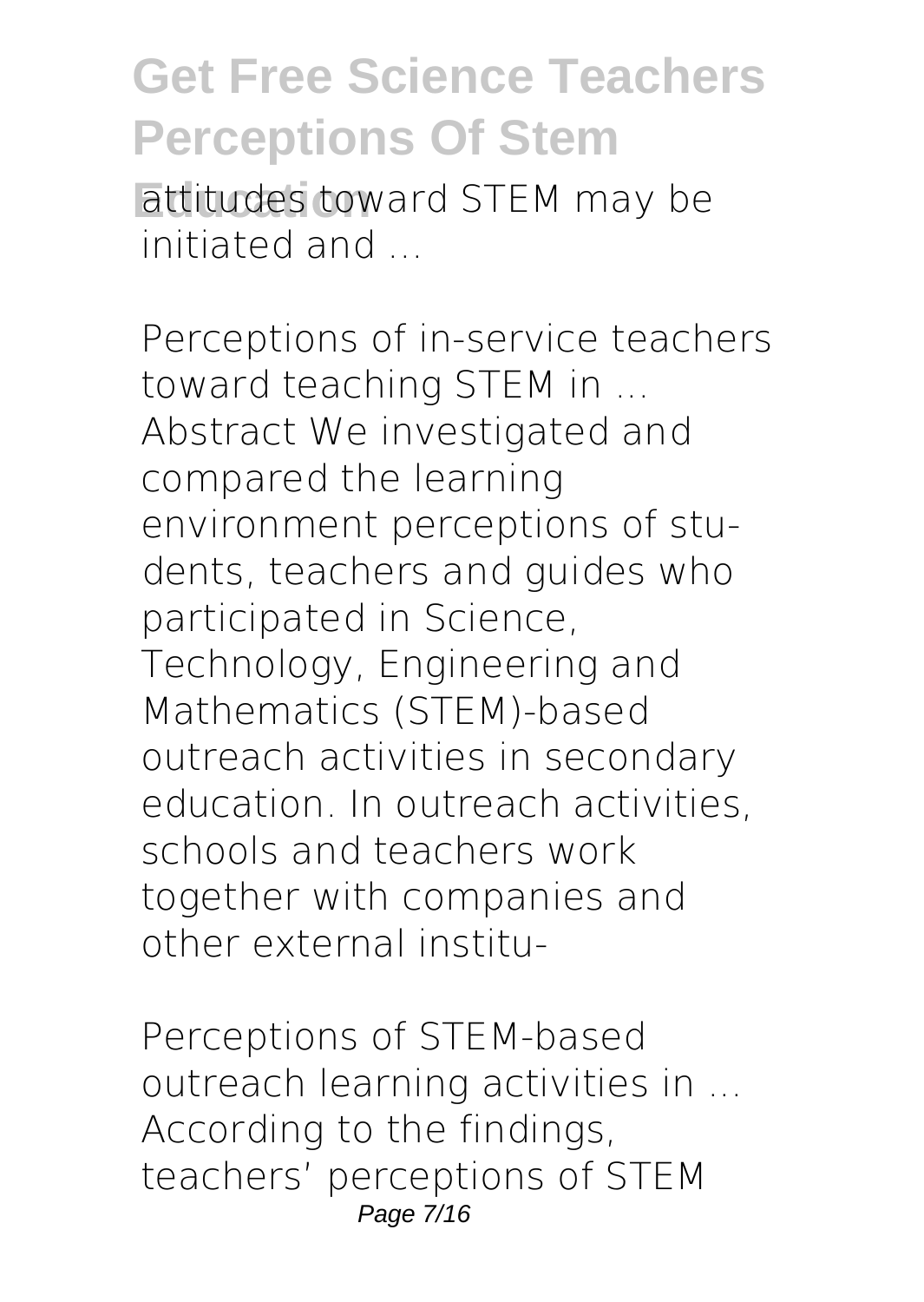attitudes toward STEM may be initiated and ...

**Perceptions of in-service teachers toward teaching STEM in ...**
Abstract We investigated and compared the learning environment perceptions of stu- dents, teachers and guides who participated in Science, Technology, Engineering and Mathematics (STEM)-based outreach activities in secondary education. In outreach activities, schools and teachers work together with companies and other external institu-

**Perceptions of STEM-based outreach learning activities in ...**
According to the findings, teachers' perceptions of STEM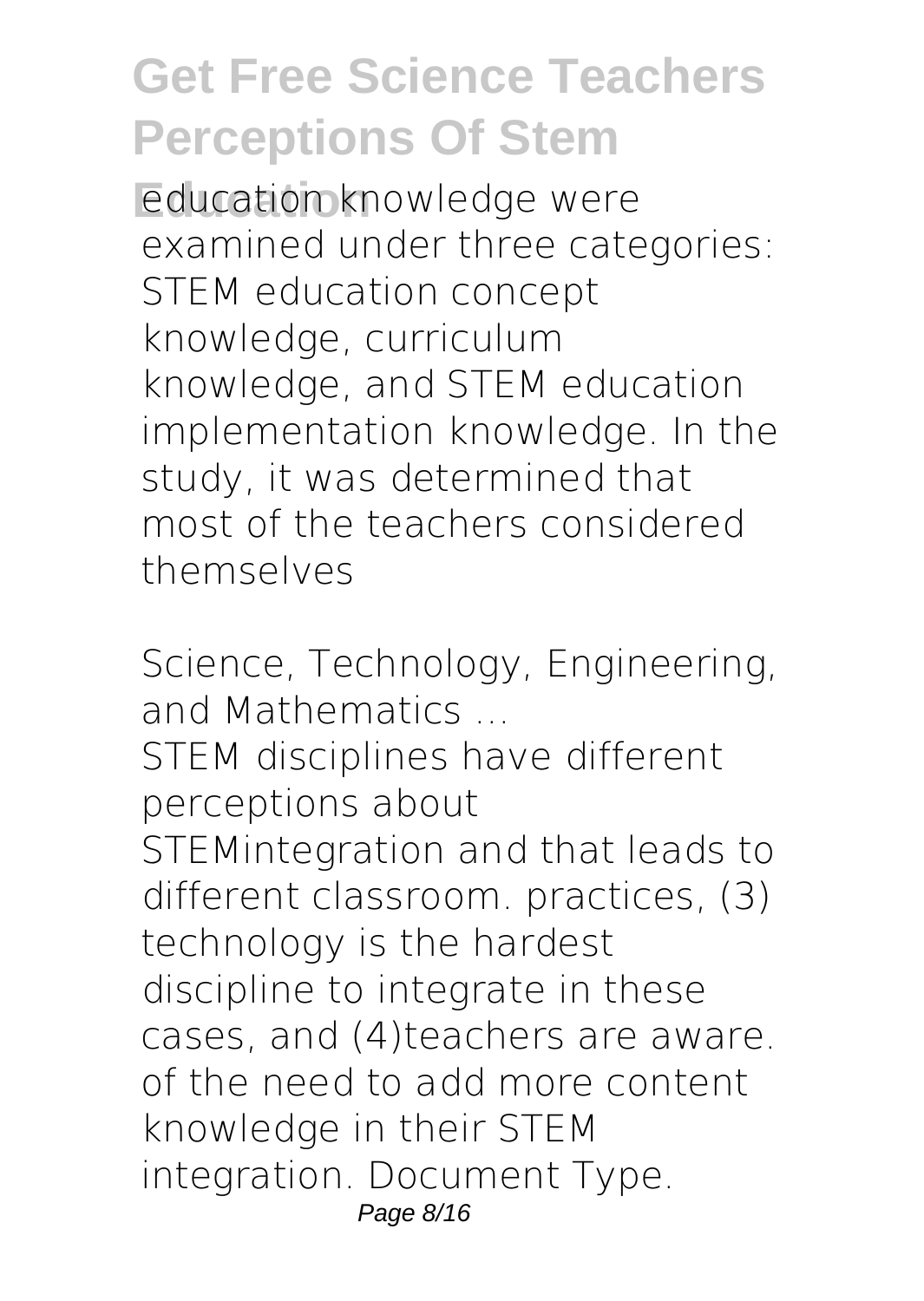education knowledge were examined under three categories: STEM education concept knowledge, curriculum knowledge, and STEM education implementation knowledge. In the study, it was determined that most of the teachers considered themselves

*Science, Technology, Engineering, and Mathematics ...*

STEM disciplines have different perceptions about STEMintegration and that leads to different classroom. practices, (3) technology is the hardest discipline to integrate in these cases, and (4)teachers are aware. of the need to add more content knowledge in their STEM integration. Document Type.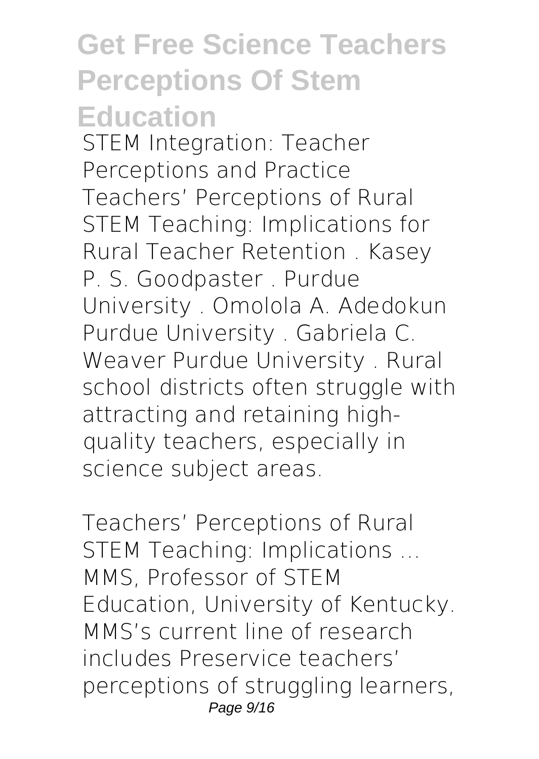STEM Integration: Teacher Perceptions and Practice

Teachers' Perceptions of Rural STEM Teaching: Implications for Rural Teacher Retention . Kasey P. S. Goodpaster . Purdue University . Omolola A. Adedokun Purdue University . Gabriela C. Weaver Purdue University . Rural school districts often struggle with attracting and retaining high-quality teachers, especially in science subject areas.

Teachers' Perceptions of Rural STEM Teaching: Implications ...

MMS, Professor of STEM Education, University of Kentucky. MMS's current line of research includes Preservice teachers' perceptions of struggling learners,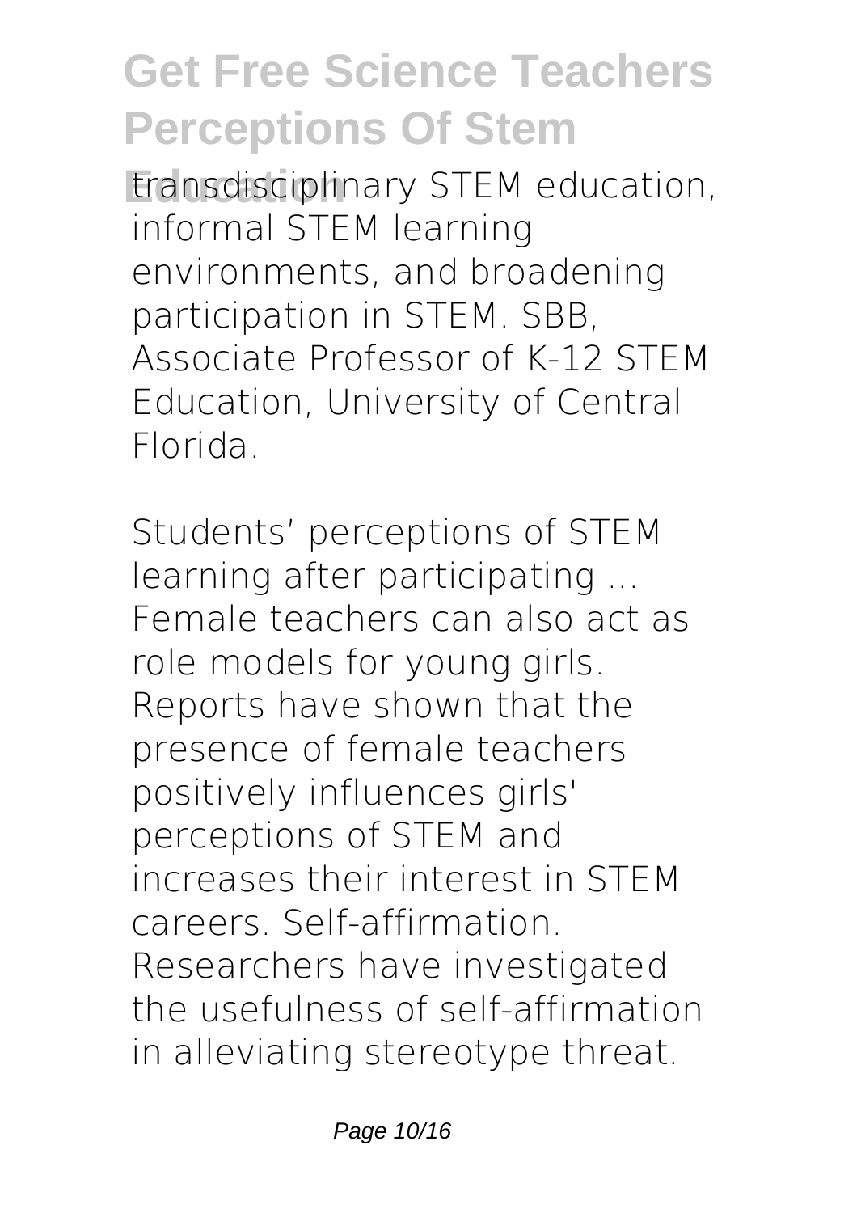transdisciplinary STEM education, informal STEM learning environments, and broadening participation in STEM. SBB, Associate Professor of K-12 STEM Education, University of Central Florida.

**Students' perceptions of STEM learning after participating ...**

Female teachers can also act as role models for young girls. Reports have shown that the presence of female teachers positively influences girls' perceptions of STEM and increases their interest in STEM careers. Self-affirmation. Researchers have investigated the usefulness of self-affirmation in alleviating stereotype threat.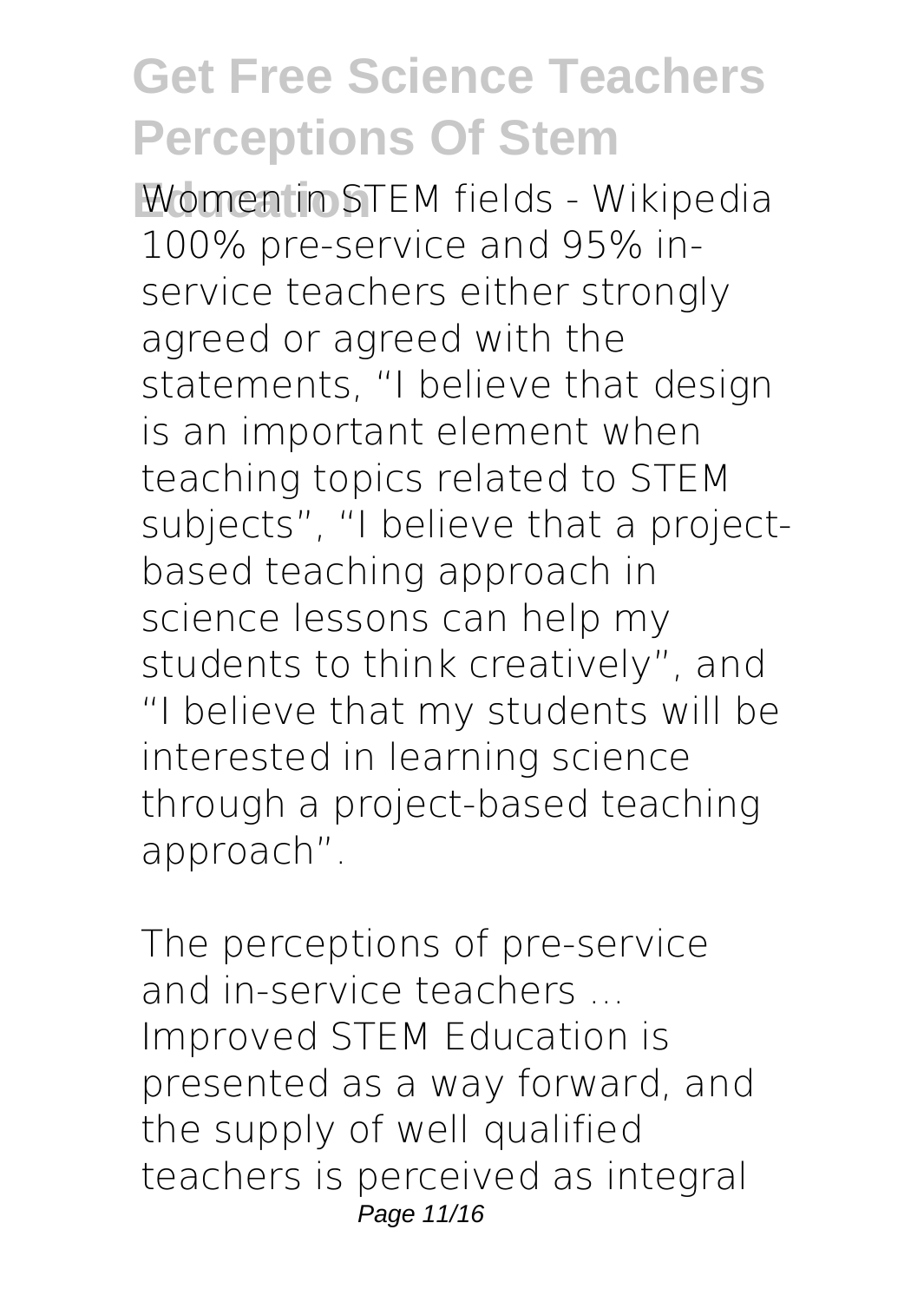Women in STEM fields - Wikipedia

100% pre-service and 95% in-service teachers either strongly agreed or agreed with the statements, “I believe that design is an important element when teaching topics related to STEM subjects”, “I believe that a project-based teaching approach in science lessons can help my students to think creatively”, and “I believe that my students will be interested in learning science through a project-based teaching approach”.

*The perceptions of pre-service and in-service teachers ...*

Improved STEM Education is presented as a way forward, and the supply of well qualified teachers is perceived as integral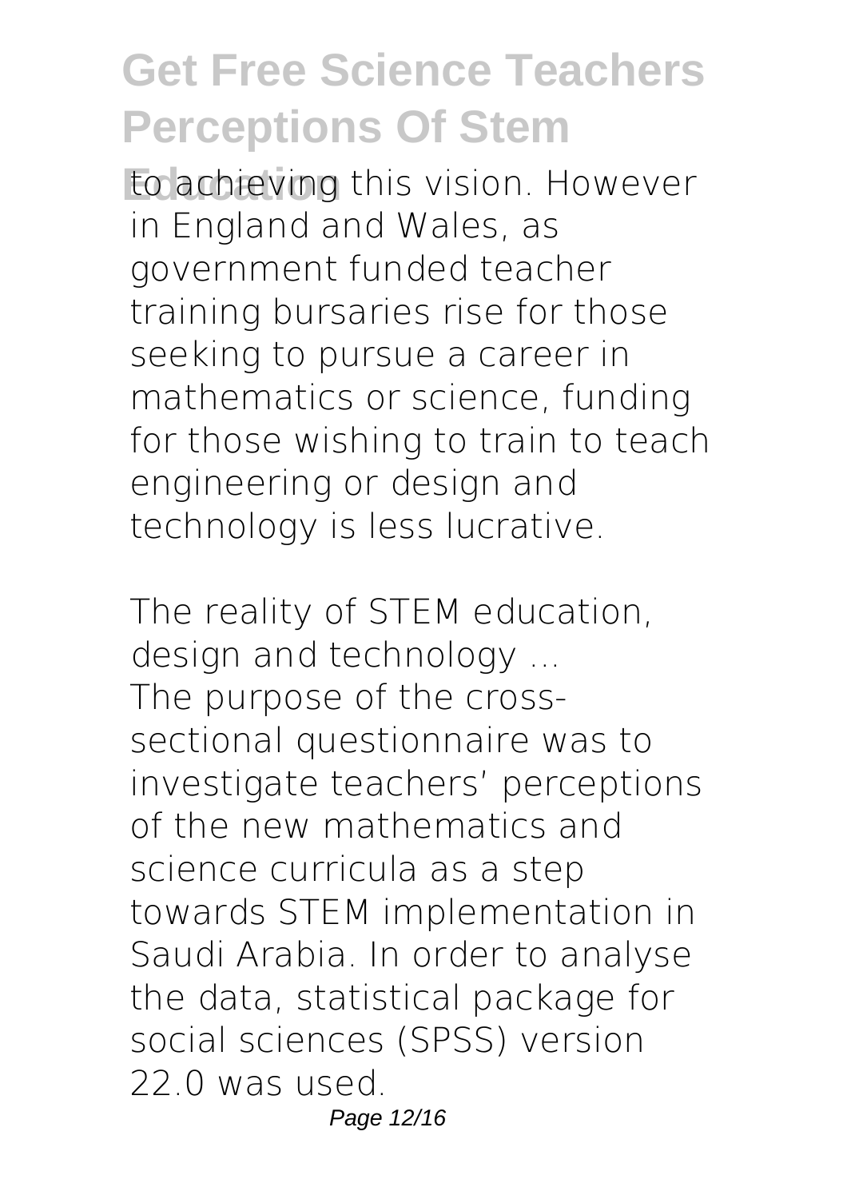to achieving this vision. However in England and Wales, as government funded teacher training bursaries rise for those seeking to pursue a career in mathematics or science, funding for those wishing to train to teach engineering or design and technology is less lucrative.

*The reality of STEM education, design and technology ...*
The purpose of the cross-sectional questionnaire was to investigate teachers' perceptions of the new mathematics and science curricula as a step towards STEM implementation in Saudi Arabia. In order to analyse the data, statistical package for social sciences (SPSS) version 22.0 was used.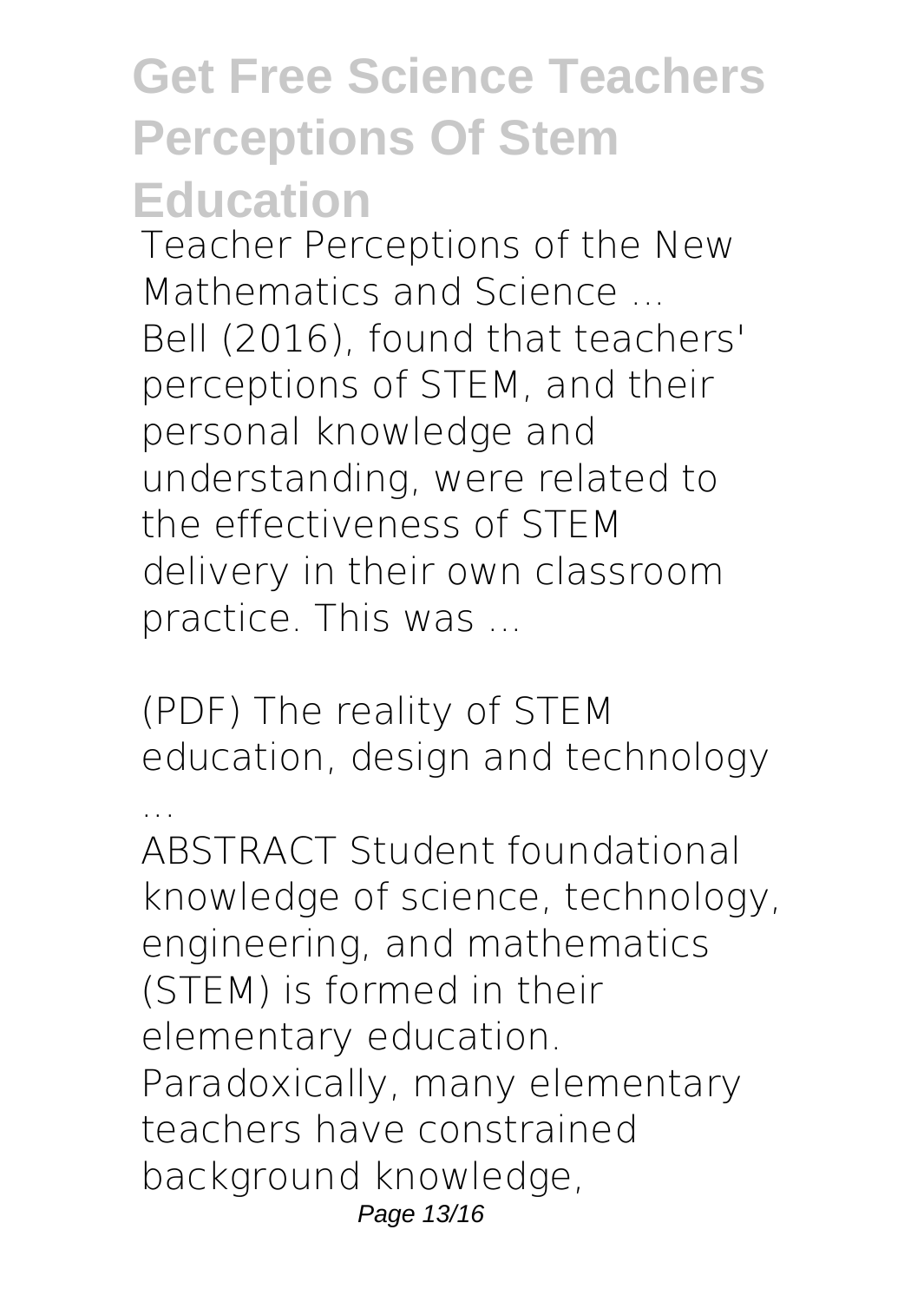Teacher Perceptions of the New Mathematics and Science ...

Bell (2016), found that teachers' perceptions of STEM, and their personal knowledge and understanding, were related to the effectiveness of STEM delivery in their own classroom practice. This was ...

(PDF) The reality of STEM education, design and technology ...

ABSTRACT Student foundational knowledge of science, technology, engineering, and mathematics (STEM) is formed in their elementary education. Paradoxically, many elementary teachers have constrained background knowledge,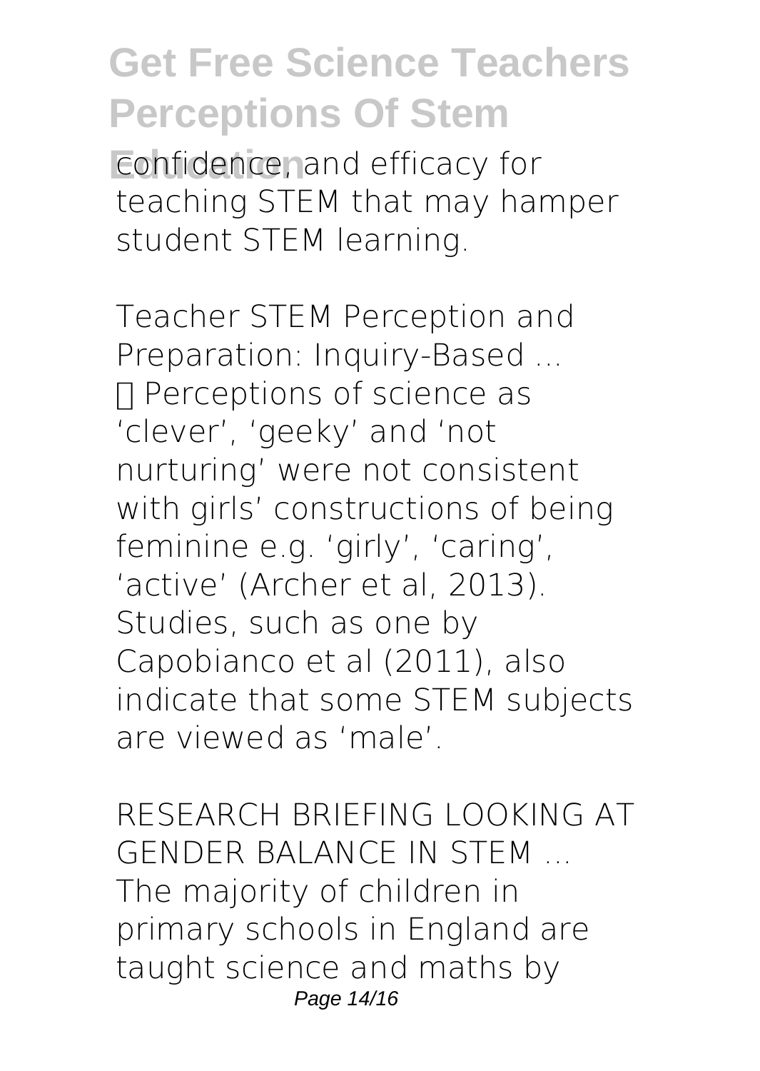confidence, and efficacy for teaching STEM that may hamper student STEM learning.

*Teacher STEM Perception and Preparation: Inquiry-Based ...*
 Perceptions of science as 'clever', 'geeky' and 'not nurturing' were not consistent with girls' constructions of being feminine e.g. 'girly', 'caring', 'active' (Archer et al, 2013). Studies, such as one by Capobianco et al (2011), also indicate that some STEM subjects are viewed as 'male'.

*RESEARCH BRIEFING LOOKING AT GENDER BALANCE IN STEM ...*
The majority of children in primary schools in England are taught science and maths by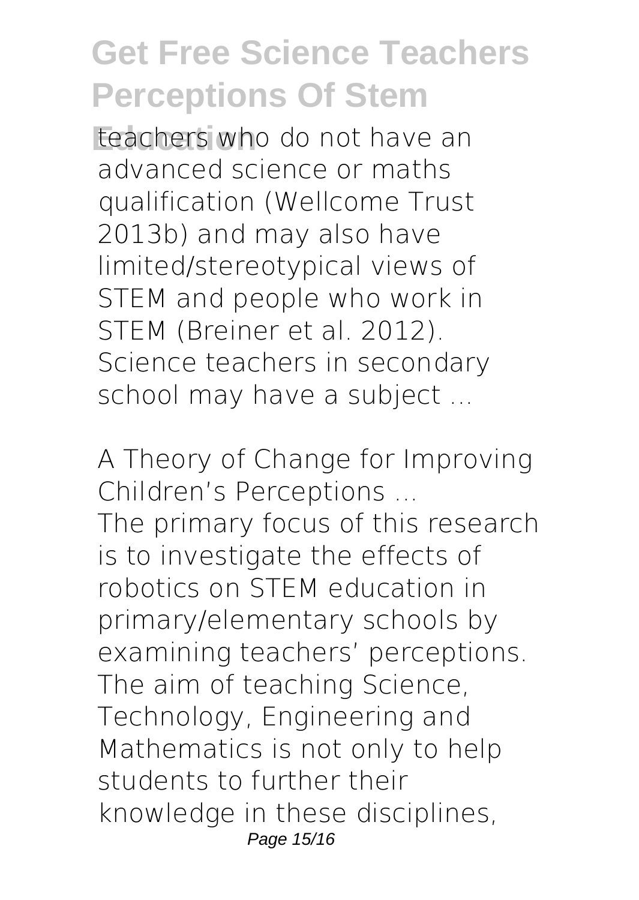teachers who do not have an advanced science or maths qualification (Wellcome Trust 2013b) and may also have limited/stereotypical views of STEM and people who work in STEM (Breiner et al. 2012). Science teachers in secondary school may have a subject ...

*A Theory of Change for Improving Children's Perceptions ...*

The primary focus of this research is to investigate the effects of robotics on STEM education in primary/elementary schools by examining teachers' perceptions. The aim of teaching Science, Technology, Engineering and Mathematics is not only to help students to further their knowledge in these disciplines,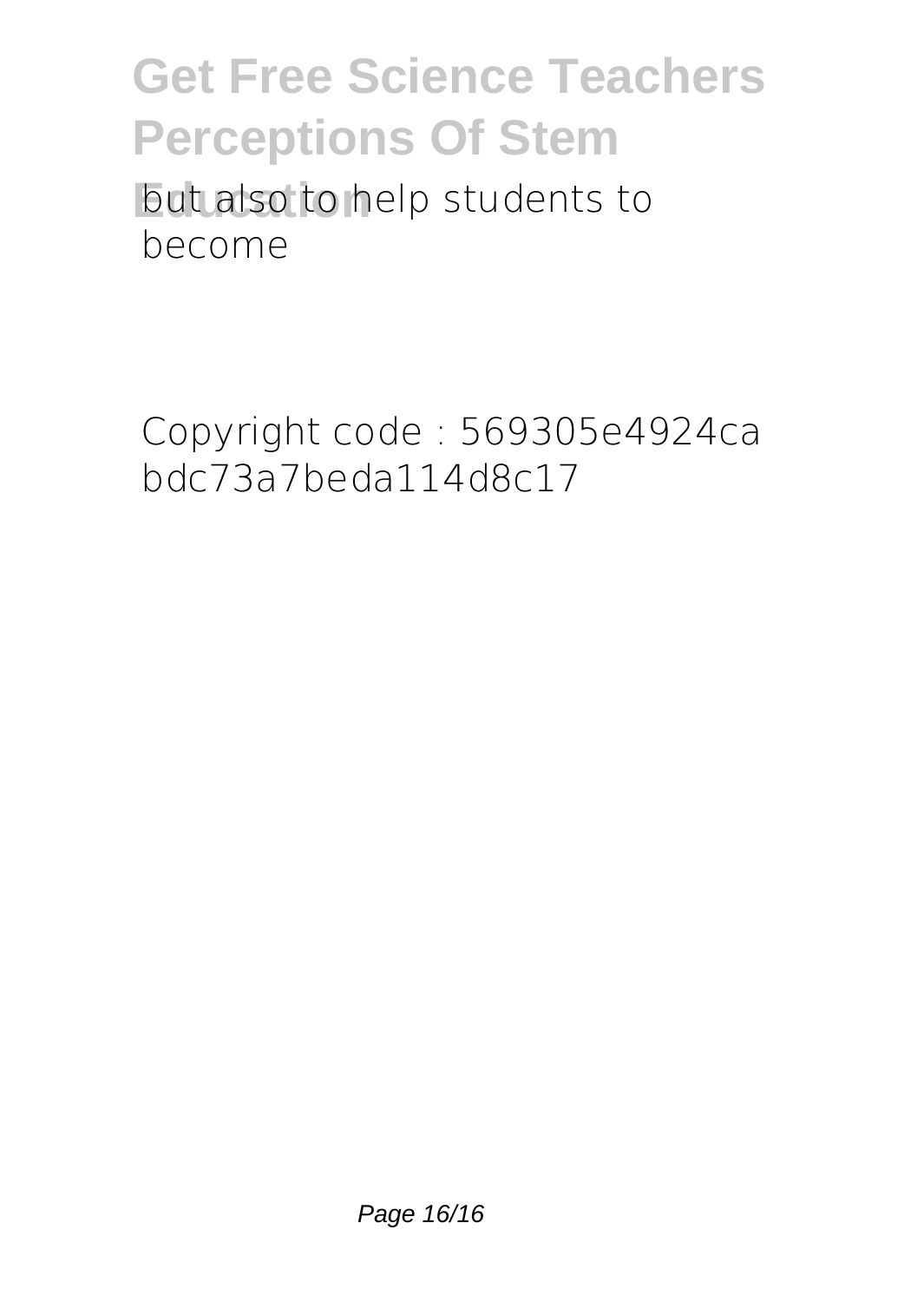but also to help students to become

Copyright code : 569305e4924cabdc73a7beda114d8c17